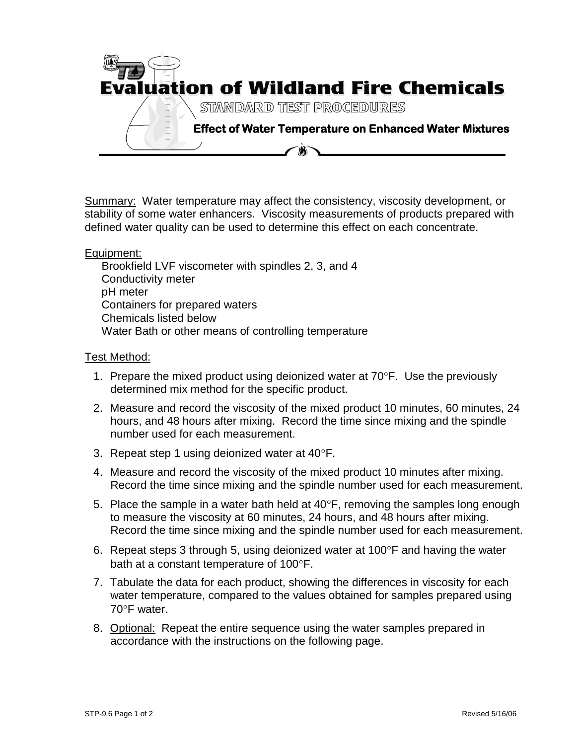# Evaluation of Wildland Fire Chemicals

## STANDARD TEST PROCEDURES

### Effect of Water Temperature on Enhanced Water Mixtures

Summary: Water temperature may affect the consistency, viscosity development, or stability of some water enhancers. Viscosity measurements of products prepared with defined water quality can be used to determine this effect on each concentrate.

Equipment:

- Brookfield LVF viscometer with spindles 2, 3, and 4
- Conductivity meter
- pH meter
- Containers for prepared waters
- Chemicals listed below
- Water Bath or other means of controlling temperature

Test Method:

1. Prepare the mixed product using deionized water at 70°F. Use the previously determined mix method for the specific product.
2. Measure and record the viscosity of the mixed product 10 minutes, 60 minutes, 24 hours, and 48 hours after mixing. Record the time since mixing and the spindle number used for each measurement.
3. Repeat step 1 using deionized water at 40°F.
4. Measure and record the viscosity of the mixed product 10 minutes after mixing. Record the time since mixing and the spindle number used for each measurement.
5. Place the sample in a water bath held at 40°F, removing the samples long enough to measure the viscosity at 60 minutes, 24 hours, and 48 hours after mixing. Record the time since mixing and the spindle number used for each measurement.
6. Repeat steps 3 through 5, using deionized water at 100°F and having the water bath at a constant temperature of 100°F.
7. Tabulate the data for each product, showing the differences in viscosity for each water temperature, compared to the values obtained for samples prepared using 70°F water.
8. Optional: Repeat the entire sequence using the water samples prepared in accordance with the instructions on the following page.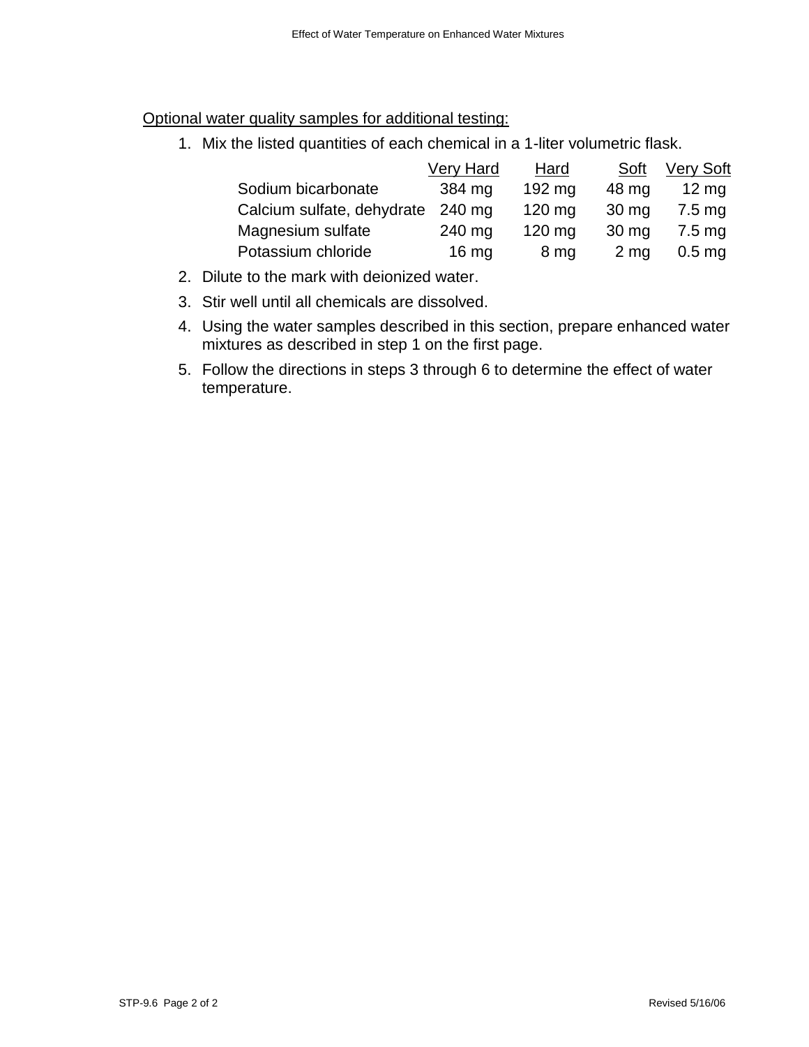Optional water quality samples for additional testing:

1. Mix the listed quantities of each chemical in a 1-liter volumetric flask.

| | Very Hard | Hard | Soft | Very Soft |
|---|---|---|---|---|
| Sodium bicarbonate | 384 mg | 192 mg | 48 mg | 12 mg |
| Calcium sulfate, dehydrate | 240 mg | 120 mg | 30 mg | 7.5 mg |
| Magnesium sulfate | 240 mg | 120 mg | 30 mg | 7.5 mg |
| Potassium chloride | 16 mg | 8 mg | 2 mg | 0.5 mg |

2. Dilute to the mark with deionized water.
3. Stir well until all chemicals are dissolved.
4. Using the water samples described in this section, prepare enhanced water mixtures as described in step 1 on the first page.
5. Follow the directions in steps 3 through 6 to determine the effect of water temperature.